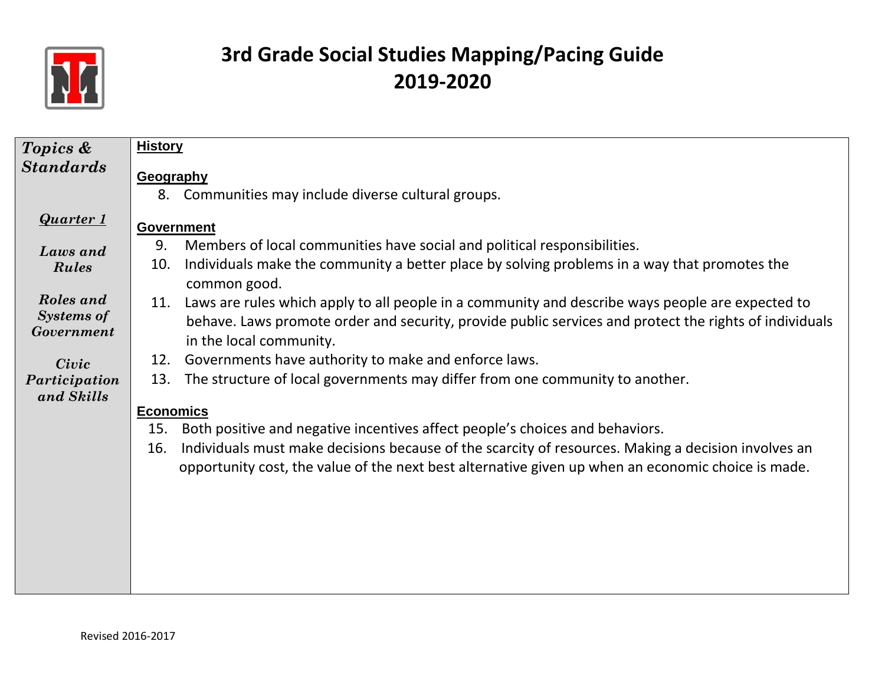# 3rd Grade Social Studies Mapping/Pacing Guide
# 2019-2020

| *Topics & Standards* | |
|---|---|
| ***Quarter 1*** <br><br> ***Laws and Rules*** <br><br> ***Roles and Systems of Government*** <br><br> ***Civic Participation and Skills*** | **History** <br><br> **Geography** <br> 8. Communities may include diverse cultural groups. <br><br> **Government** <br> 9. Members of local communities have social and political responsibilities. <br> 10. Individuals make the community a better place by solving problems in a way that promotes the common good. <br> 11. Laws are rules which apply to all people in a community and describe ways people are expected to behave. Laws promote order and security, provide public services and protect the rights of individuals in the local community. <br> 12. Governments have authority to make and enforce laws. <br> 13. The structure of local governments may differ from one community to another. <br><br> **Economics** <br> 15. Both positive and negative incentives affect people's choices and behaviors. <br> 16. Individuals must make decisions because of the scarcity of resources. Making a decision involves an opportunity cost, the value of the next best alternative given up when an economic choice is made. |

Revised 2016-2017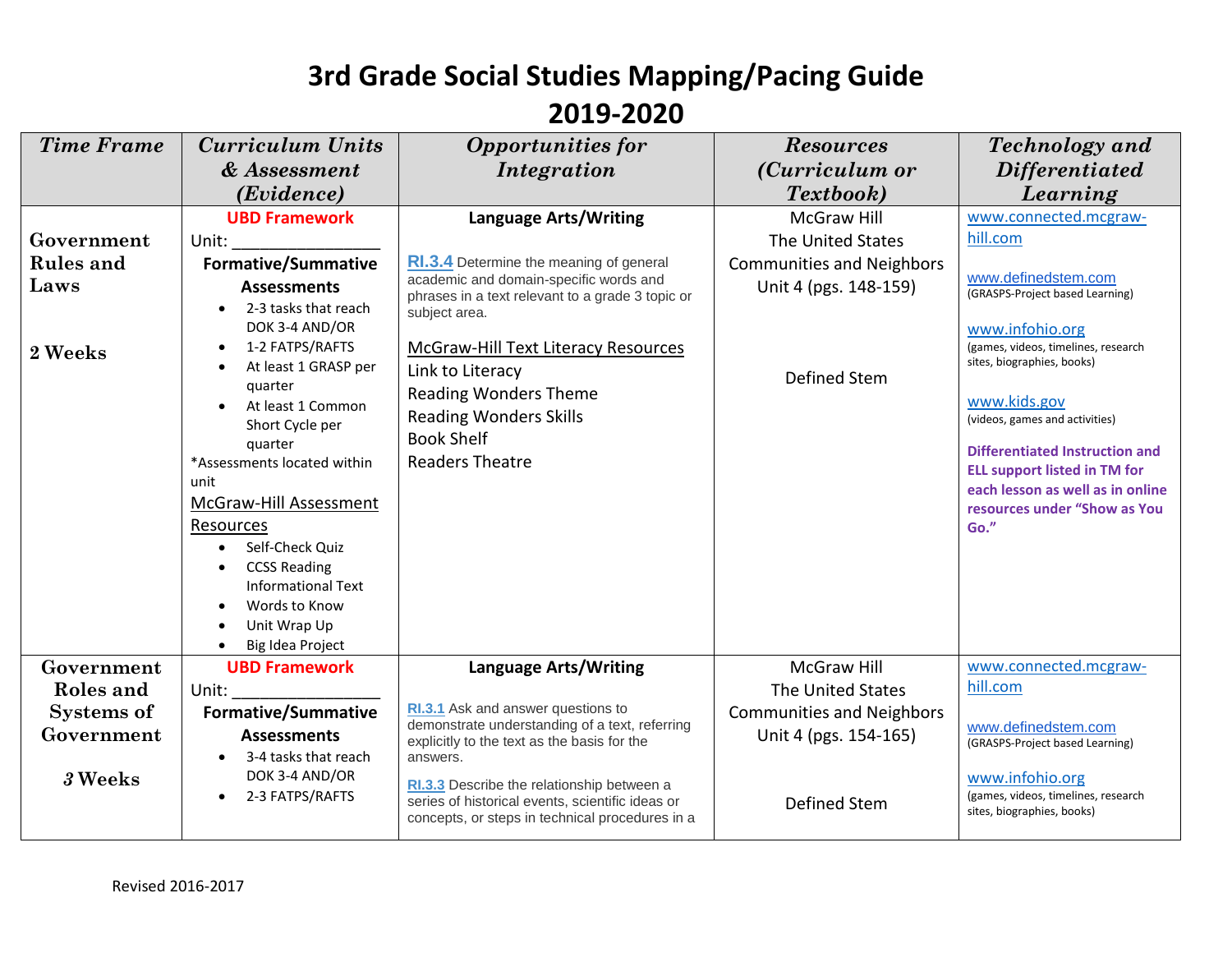# 3rd Grade Social Studies Mapping/Pacing Guide
# 2019-2020

| *Time Frame* | *Curriculum Units & Assessment (Evidence)* | *Opportunities for Integration* | *Resources (Curriculum or Textbook)* | *Technology and Differentiated Learning* |
|---|---|---|---|---|
| **Government Rules and Laws**<br><br>**2 Weeks** | **UBD Framework**<br>Unit: ________________<br>**Formative/Summative Assessments**<br>• 2-3 tasks that reach DOK 3-4 AND/OR<br>• 1-2 FATPS/RAFTS<br>• At least 1 GRASP per quarter<br>• At least 1 Common Short Cycle per quarter<br>*Assessments located within unit<br>McGraw-Hill Assessment Resources<br>• Self-Check Quiz<br>• CCSS Reading Informational Text<br>• Words to Know<br>• Unit Wrap Up<br>• Big Idea Project | **Language Arts/Writing**<br><br>**RI.3.4** Determine the meaning of general academic and domain-specific words and phrases in a text relevant to a grade 3 topic or subject area.<br><br>McGraw-Hill Text Literacy Resources<br>Link to Literacy<br>Reading Wonders Theme<br>Reading Wonders Skills<br>Book Shelf<br>Readers Theatre | McGraw Hill<br>The United States<br>Communities and Neighbors<br>Unit 4 (pgs. 148-159)<br><br>Defined Stem | www.connected.mcgraw-hill.com<br><br>www.definedstem.com<br>(GRASPS-Project based Learning)<br><br>www.infohio.org<br>(games, videos, timelines, research sites, biographies, books)<br><br>www.kids.gov<br>(videos, games and activities)<br><br>**Differentiated Instruction and ELL support listed in TM for each lesson as well as in online resources under "Show as You Go."** |
| **Government Roles and Systems of Government**<br><br>**3 Weeks** | **UBD Framework**<br>Unit: ________________<br>**Formative/Summative Assessments**<br>• 3-4 tasks that reach DOK 3-4 AND/OR<br>• 2-3 FATPS/RAFTS | **Language Arts/Writing**<br><br>**RI.3.1** Ask and answer questions to demonstrate understanding of a text, referring explicitly to the text as the basis for the answers.<br><br>**RI.3.3** Describe the relationship between a series of historical events, scientific ideas or concepts, or steps in technical procedures in a | McGraw Hill<br>The United States<br>Communities and Neighbors<br>Unit 4 (pgs. 154-165)<br><br>Defined Stem | www.connected.mcgraw-hill.com<br><br>www.definedstem.com<br>(GRASPS-Project based Learning)<br><br>www.infohio.org<br>(games, videos, timelines, research sites, biographies, books) |

Revised 2016-2017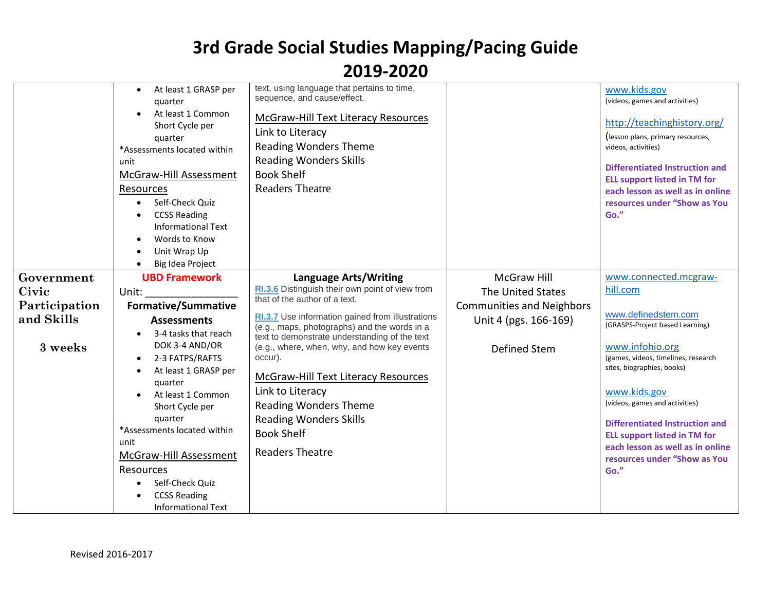# 3rd Grade Social Studies Mapping/Pacing Guide

# 2019-2020

| | | | | |
|---|---|---|---|---|
| | • At least 1 GRASP per quarter<br>• At least 1 Common Short Cycle per quarter<br>*Assessments located within unit<br>McGraw-Hill Assessment Resources<br>• Self-Check Quiz<br>• CCSS Reading Informational Text<br>• Words to Know<br>• Unit Wrap Up<br>• Big Idea Project | text, using language that pertains to time, sequence, and cause/effect.<br><br>McGraw-Hill Text Literacy Resources<br>Link to Literacy<br>Reading Wonders Theme<br>Reading Wonders Skills<br>Book Shelf<br>Readers Theatre | | www.kids.gov<br>(videos, games and activities)<br><br>http://teachinghistory.org/<br>(lesson plans, primary resources, videos, activities)<br><br>**Differentiated Instruction and ELL support listed in TM for each lesson as well as in online resources under "Show as You Go."** |
| **Government Civic Participation and Skills**<br><br>**3 weeks** | **UBD Framework**<br>Unit: ________________<br>**Formative/Summative Assessments**<br>• 3-4 tasks that reach DOK 3-4 AND/OR<br>• 2-3 FATPS/RAFTS<br>• At least 1 GRASP per quarter<br>• At least 1 Common Short Cycle per quarter<br>*Assessments located within unit<br>McGraw-Hill Assessment Resources<br>• Self-Check Quiz<br>• CCSS Reading Informational Text | **Language Arts/Writing**<br>RI.3.6 Distinguish their own point of view from that of the author of a text.<br><br>RI.3.7 Use information gained from illustrations (e.g., maps, photographs) and the words in a text to demonstrate understanding of the text (e.g., where, when, why, and how key events occur).<br><br>McGraw-Hill Text Literacy Resources<br>Link to Literacy<br>Reading Wonders Theme<br>Reading Wonders Skills<br>Book Shelf<br>Readers Theatre | McGraw Hill<br>The United States<br>Communities and Neighbors<br>Unit 4 (pgs. 166-169)<br><br>Defined Stem | www.connected.mcgraw-hill.com<br><br>www.definedstem.com<br>(GRASPS-Project based Learning)<br><br>www.infohio.org<br>(games, videos, timelines, research sites, biographies, books)<br><br>www.kids.gov<br>(videos, games and activities)<br><br>**Differentiated Instruction and ELL support listed in TM for each lesson as well as in online resources under "Show as You Go."** |

Revised 2016-2017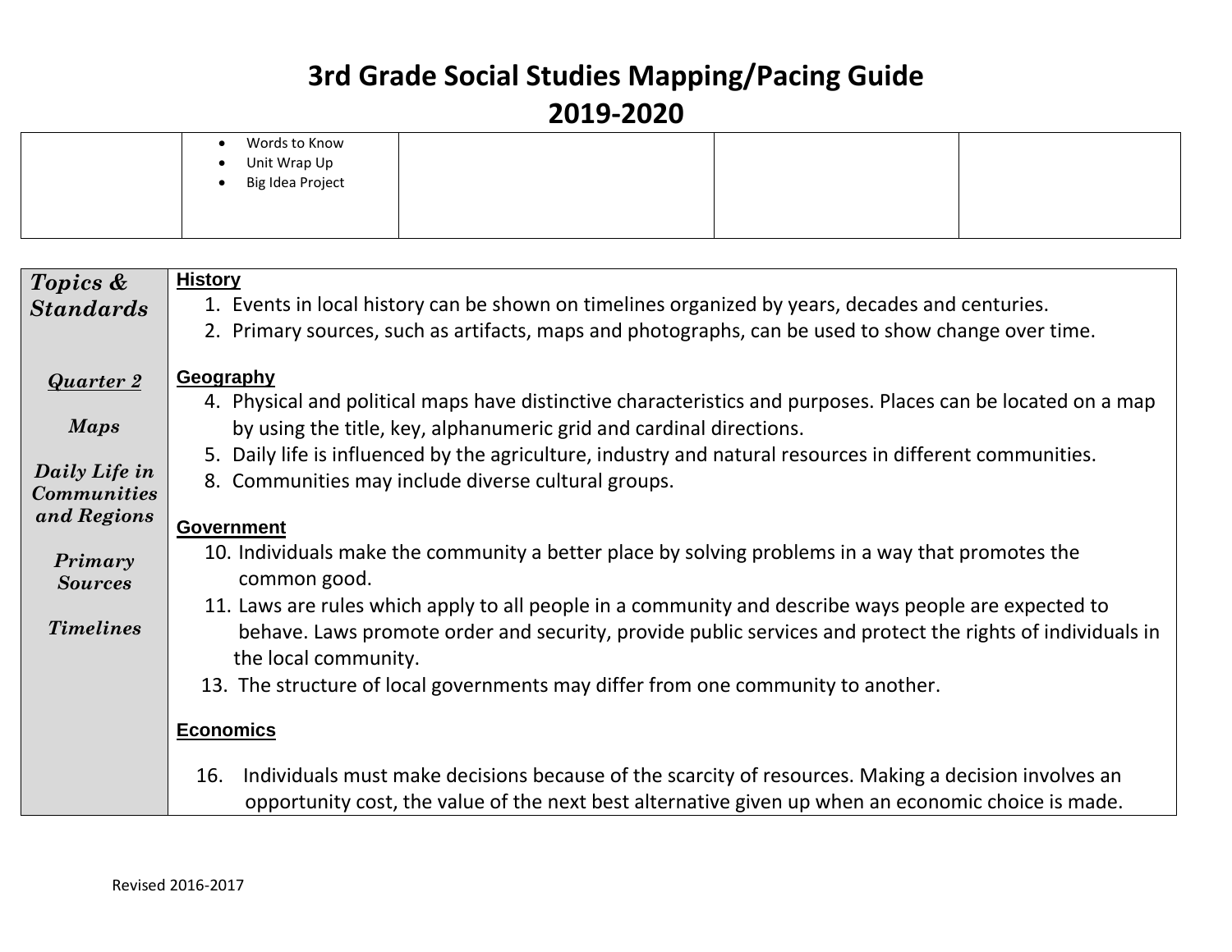# 3rd Grade Social Studies Mapping/Pacing Guide
## 2019-2020

| | | | | |
|---|---|---|---|---|
| | • Words to Know<br>• Unit Wrap Up<br>• Big Idea Project | | | |

| ***Topics & Standards***<br><br>***<u>Quarter 2</u>***<br><br>***Maps***<br><br>***Daily Life in Communities and Regions***<br><br>***Primary Sources***<br><br>***Timelines*** | **<u>History</u>**<br>1. Events in local history can be shown on timelines organized by years, decades and centuries.<br>2. Primary sources, such as artifacts, maps and photographs, can be used to show change over time.<br><br>**<u>Geography</u>**<br>4. Physical and political maps have distinctive characteristics and purposes. Places can be located on a map by using the title, key, alphanumeric grid and cardinal directions.<br>5. Daily life is influenced by the agriculture, industry and natural resources in different communities.<br>8. Communities may include diverse cultural groups.<br><br>**<u>Government</u>**<br>10. Individuals make the community a better place by solving problems in a way that promotes the common good.<br>11. Laws are rules which apply to all people in a community and describe ways people are expected to behave. Laws promote order and security, provide public services and protect the rights of individuals in the local community.<br>13. The structure of local governments may differ from one community to another.<br><br>**<u>Economics</u>**<br><br>16. Individuals must make decisions because of the scarcity of resources. Making a decision involves an opportunity cost, the value of the next best alternative given up when an economic choice is made. |
|---|---|

Revised 2016-2017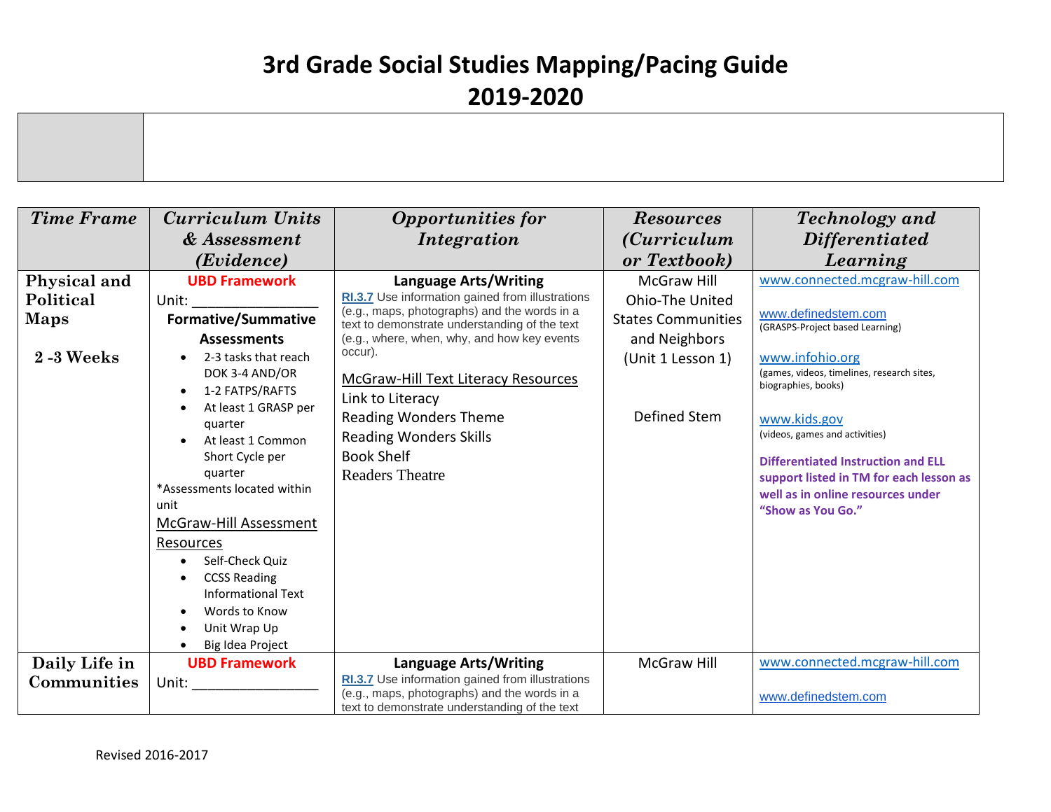# 3rd Grade Social Studies Mapping/Pacing Guide
# 2019-2020

| | |
|---|---|
| | |

| *Time Frame* | *Curriculum Units & Assessment (Evidence)* | *Opportunities for Integration* | *Resources (Curriculum or Textbook)* | *Technology and Differentiated Learning* |
|---|---|---|---|---|
| **Physical and Political Maps**<br><br>**2 -3 Weeks** | **UBD Framework**<br>Unit: ________________<br>**Formative/Summative Assessments**<br>• 2-3 tasks that reach DOK 3-4 AND/OR<br>• 1-2 FATPS/RAFTS<br>• At least 1 GRASP per quarter<br>• At least 1 Common Short Cycle per quarter<br>*Assessments located within unit<br>McGraw-Hill Assessment Resources<br>• Self-Check Quiz<br>• CCSS Reading Informational Text<br>• Words to Know<br>• Unit Wrap Up<br>• Big Idea Project | **Language Arts/Writing**<br>RI.3.7 Use information gained from illustrations (e.g., maps, photographs) and the words in a text to demonstrate understanding of the text (e.g., where, when, why, and how key events occur).<br>McGraw-Hill Text Literacy Resources<br>Link to Literacy<br>Reading Wonders Theme<br>Reading Wonders Skills<br>Book Shelf<br>Readers Theatre | McGraw Hill Ohio-The United States Communities and Neighbors (Unit 1 Lesson 1)<br><br>Defined Stem | www.connected.mcgraw-hill.com<br><br>www.definedstem.com<br>(GRASPS-Project based Learning)<br><br>www.infohio.org<br>(games, videos, timelines, research sites, biographies, books)<br><br>www.kids.gov<br>(videos, games and activities)<br><br>**Differentiated Instruction and ELL support listed in TM for each lesson as well as in online resources under "Show as You Go."** |
| **Daily Life in Communities** | **UBD Framework**<br>Unit: ________________ | **Language Arts/Writing**<br>RI.3.7 Use information gained from illustrations (e.g., maps, photographs) and the words in a text to demonstrate understanding of the text | McGraw Hill | www.connected.mcgraw-hill.com<br><br>www.definedstem.com |

Revised 2016-2017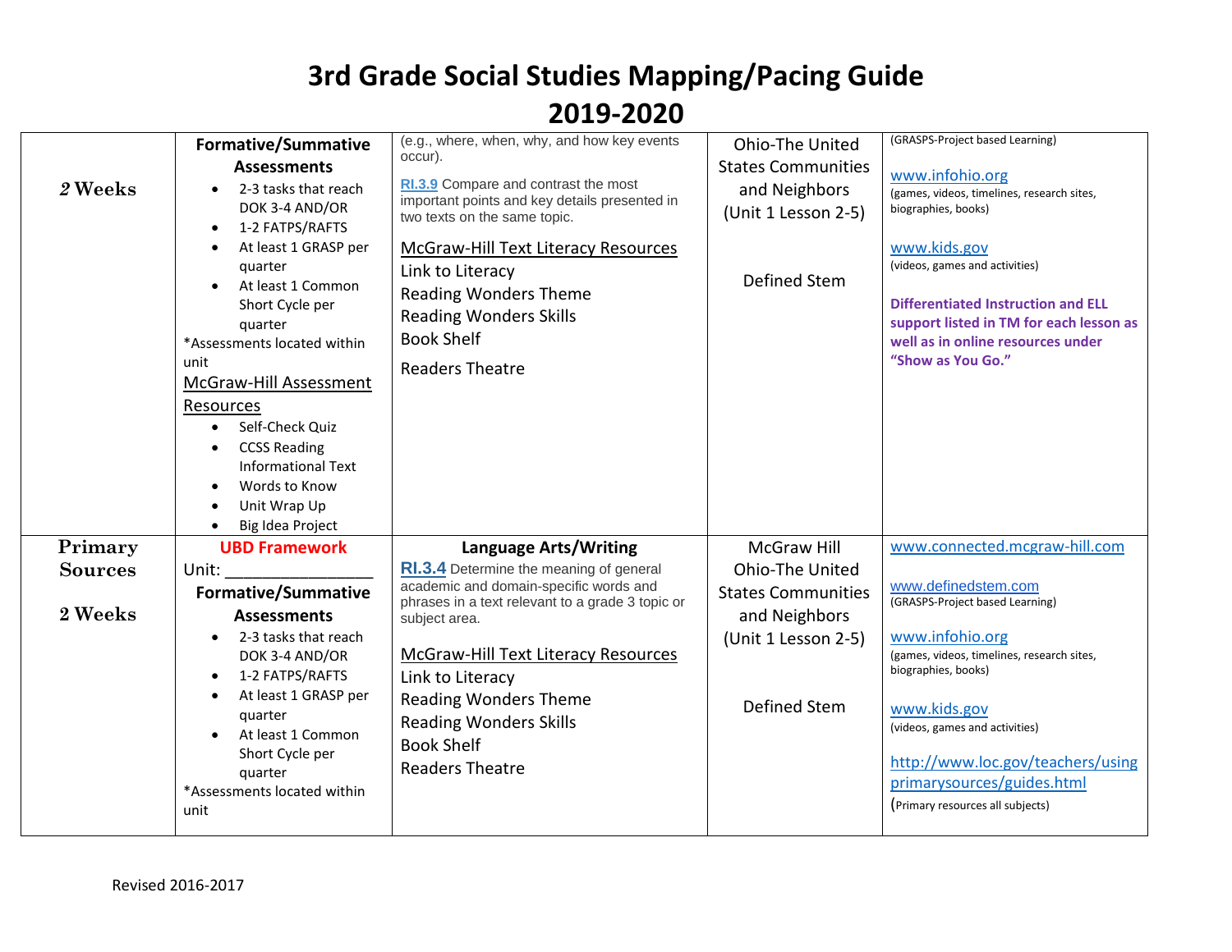# 3rd Grade Social Studies Mapping/Pacing Guide

## 2019-2020

| | | | | |
|---|---|---|---|---|
| *2* Weeks | **Formative/Summative Assessments**<br>• 2-3 tasks that reach DOK 3-4 AND/OR<br>• 1-2 FATPS/RAFTS<br>• At least 1 GRASP per quarter<br>• At least 1 Common Short Cycle per quarter<br>*Assessments located within unit<br>McGraw-Hill Assessment Resources<br>• Self-Check Quiz<br>• CCSS Reading Informational Text<br>• Words to Know<br>• Unit Wrap Up<br>• Big Idea Project | (e.g., where, when, why, and how key events occur).<br>**RI.3.9** Compare and contrast the most important points and key details presented in two texts on the same topic.<br>McGraw-Hill Text Literacy Resources<br>Link to Literacy<br>Reading Wonders Theme<br>Reading Wonders Skills<br>Book Shelf<br>Readers Theatre | Ohio-The United States Communities and Neighbors (Unit 1 Lesson 2-5)<br><br>Defined Stem | (GRASPS-Project based Learning)<br>www.infohio.org<br>(games, videos, timelines, research sites, biographies, books)<br>www.kids.gov<br>(videos, games and activities)<br>**Differentiated Instruction and ELL support listed in TM for each lesson as well as in online resources under "Show as You Go."** |
| **Primary Sources**<br><br>**2 Weeks** | **UBD Framework**<br>Unit: ________________<br>**Formative/Summative Assessments**<br>• 2-3 tasks that reach DOK 3-4 AND/OR<br>• 1-2 FATPS/RAFTS<br>• At least 1 GRASP per quarter<br>• At least 1 Common Short Cycle per quarter<br>*Assessments located within unit | **Language Arts/Writing**<br>**RI.3.4** Determine the meaning of general academic and domain-specific words and phrases in a text relevant to a grade 3 topic or subject area.<br>McGraw-Hill Text Literacy Resources<br>Link to Literacy<br>Reading Wonders Theme<br>Reading Wonders Skills<br>Book Shelf<br>Readers Theatre | McGraw Hill Ohio-The United States Communities and Neighbors (Unit 1 Lesson 2-5)<br><br>Defined Stem | www.connected.mcgraw-hill.com<br>www.definedstem.com<br>(GRASPS-Project based Learning)<br>www.infohio.org<br>(games, videos, timelines, research sites, biographies, books)<br>www.kids.gov<br>(videos, games and activities)<br>http://www.loc.gov/teachers/usingprimarysources/guides.html<br>(Primary resources all subjects) |

Revised 2016-2017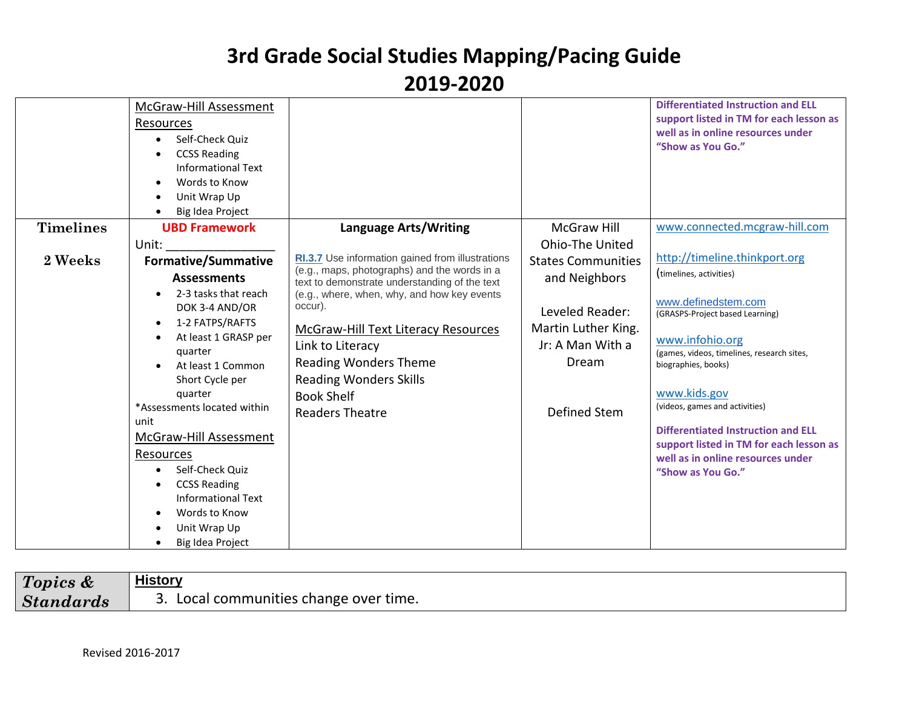# 3rd Grade Social Studies Mapping/Pacing Guide
# 2019-2020

| | | | | |
|---|---|---|---|---|
| | McGraw-Hill Assessment Resources<br>• Self-Check Quiz<br>• CCSS Reading Informational Text<br>• Words to Know<br>• Unit Wrap Up<br>• Big Idea Project | | | **Differentiated Instruction and ELL support listed in TM for each lesson as well as in online resources under "Show as You Go."** |
| **Timelines**<br><br>**2 Weeks** | **UBD Framework**<br>Unit: _______________<br>**Formative/Summative Assessments**<br>• 2-3 tasks that reach DOK 3-4 AND/OR<br>• 1-2 FATPS/RAFTS<br>• At least 1 GRASP per quarter<br>• At least 1 Common Short Cycle per quarter<br>*Assessments located within unit<br>McGraw-Hill Assessment Resources<br>• Self-Check Quiz<br>• CCSS Reading Informational Text<br>• Words to Know<br>• Unit Wrap Up<br>• Big Idea Project | **Language Arts/Writing**<br><br>**RI.3.7** Use information gained from illustrations (e.g., maps, photographs) and the words in a text to demonstrate understanding of the text (e.g., where, when, why, and how key events occur).<br><br>McGraw-Hill Text Literacy Resources<br>Link to Literacy<br>Reading Wonders Theme<br>Reading Wonders Skills<br>Book Shelf<br>Readers Theatre | McGraw Hill Ohio-The United States Communities and Neighbors<br><br>Leveled Reader: Martin Luther King. Jr: A Man With a Dream<br><br>Defined Stem | www.connected.mcgraw-hill.com<br><br>http://timeline.thinkport.org<br>(timelines, activities)<br><br>www.definedstem.com<br>(GRASPS-Project based Learning)<br><br>www.infohio.org<br>(games, videos, timelines, research sites, biographies, books)<br><br>www.kids.gov<br>(videos, games and activities)<br><br>**Differentiated Instruction and ELL support listed in TM for each lesson as well as in online resources under "Show as You Go."** |

| | |
|---|---|
| ***Topics & Standards*** | **History**<br>3. Local communities change over time. |

Revised 2016-2017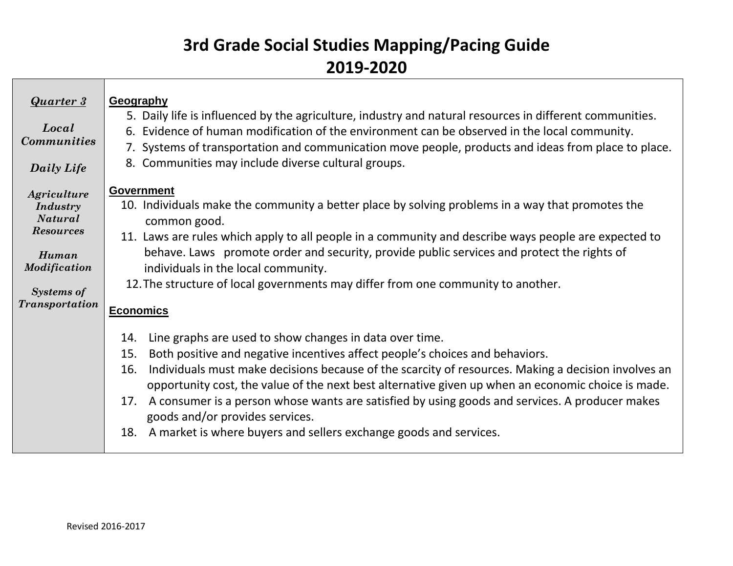# 3rd Grade Social Studies Mapping/Pacing Guide
# 2019-2020

| ***Quarter 3***<br><br>***Local Communities***<br><br>***Daily Life***<br><br>***Agriculture Industry Natural Resources***<br><br>***Human Modification***<br><br>***Systems of Transportation*** | **Geography**<br>5. Daily life is influenced by the agriculture, industry and natural resources in different communities.<br>6. Evidence of human modification of the environment can be observed in the local community.<br>7. Systems of transportation and communication move people, products and ideas from place to place.<br>8. Communities may include diverse cultural groups.<br><br>**Government**<br>10. Individuals make the community a better place by solving problems in a way that promotes the common good.<br>11. Laws are rules which apply to all people in a community and describe ways people are expected to behave. Laws promote order and security, provide public services and protect the rights of individuals in the local community.<br>12. The structure of local governments may differ from one community to another.<br><br>**Economics**<br>14. Line graphs are used to show changes in data over time.<br>15. Both positive and negative incentives affect people's choices and behaviors.<br>16. Individuals must make decisions because of the scarcity of resources. Making a decision involves an opportunity cost, the value of the next best alternative given up when an economic choice is made.<br>17. A consumer is a person whose wants are satisfied by using goods and services. A producer makes goods and/or provides services.<br>18. A market is where buyers and sellers exchange goods and services. |
|---|---|

Revised 2016-2017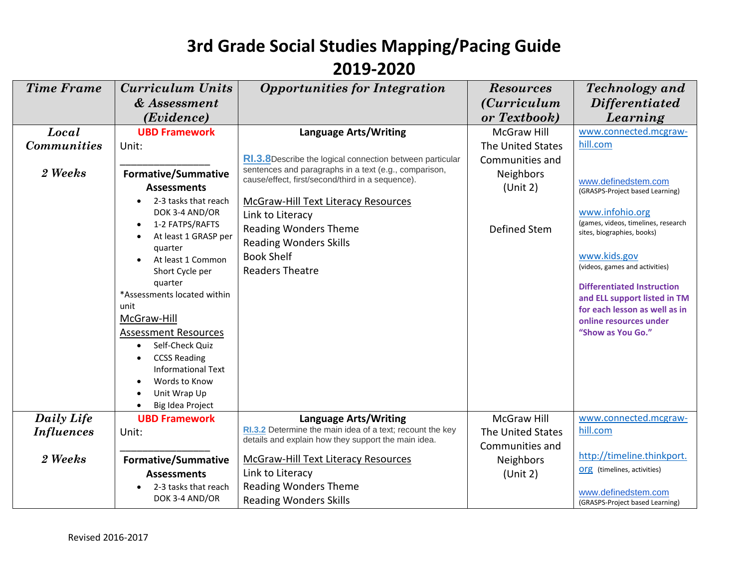# 3rd Grade Social Studies Mapping/Pacing Guide 2019-2020

| *Time Frame* | *Curriculum Units & Assessment (Evidence)* | *Opportunities for Integration* | *Resources (Curriculum or Textbook)* | *Technology and Differentiated Learning* |
|---|---|---|---|---|
| ***Local Communities***<br><br>***2 Weeks*** | **UBD Framework**<br>Unit:<br>________________<br>**Formative/Summative Assessments**<br>• 2-3 tasks that reach DOK 3-4 AND/OR<br>• 1-2 FATPS/RAFTS<br>• At least 1 GRASP per quarter<br>• At least 1 Common Short Cycle per quarter<br>*Assessments located within unit<br>McGraw-Hill Assessment Resources<br>• Self-Check Quiz<br>• CCSS Reading Informational Text<br>• Words to Know<br>• Unit Wrap Up<br>• Big Idea Project | **Language Arts/Writing**<br><br>**RI.3.8** Describe the logical connection between particular sentences and paragraphs in a text (e.g., comparison, cause/effect, first/second/third in a sequence).<br><br>McGraw-Hill Text Literacy Resources<br>Link to Literacy<br>Reading Wonders Theme<br>Reading Wonders Skills<br>Book Shelf<br>Readers Theatre | McGraw Hill The United States Communities and Neighbors (Unit 2)<br><br>Defined Stem | www.connected.mcgraw-hill.com<br><br>www.definedstem.com (GRASPS-Project based Learning)<br><br>www.infohio.org (games, videos, timelines, research sites, biographies, books)<br><br>www.kids.gov (videos, games and activities)<br><br>**Differentiated Instruction and ELL support listed in TM for each lesson as well as in online resources under "Show as You Go."** |
| ***Daily Life Influences***<br><br>***2 Weeks*** | **UBD Framework**<br>Unit:<br>________________<br>**Formative/Summative Assessments**<br>• 2-3 tasks that reach DOK 3-4 AND/OR | **Language Arts/Writing**<br>**RI.3.2** Determine the main idea of a text; recount the key details and explain how they support the main idea.<br><br>McGraw-Hill Text Literacy Resources<br>Link to Literacy<br>Reading Wonders Theme<br>Reading Wonders Skills | McGraw Hill The United States Communities and Neighbors (Unit 2) | www.connected.mcgraw-hill.com<br><br>http://timeline.thinkport.org (timelines, activities)<br><br>www.definedstem.com (GRASPS-Project based Learning) |

Revised 2016-2017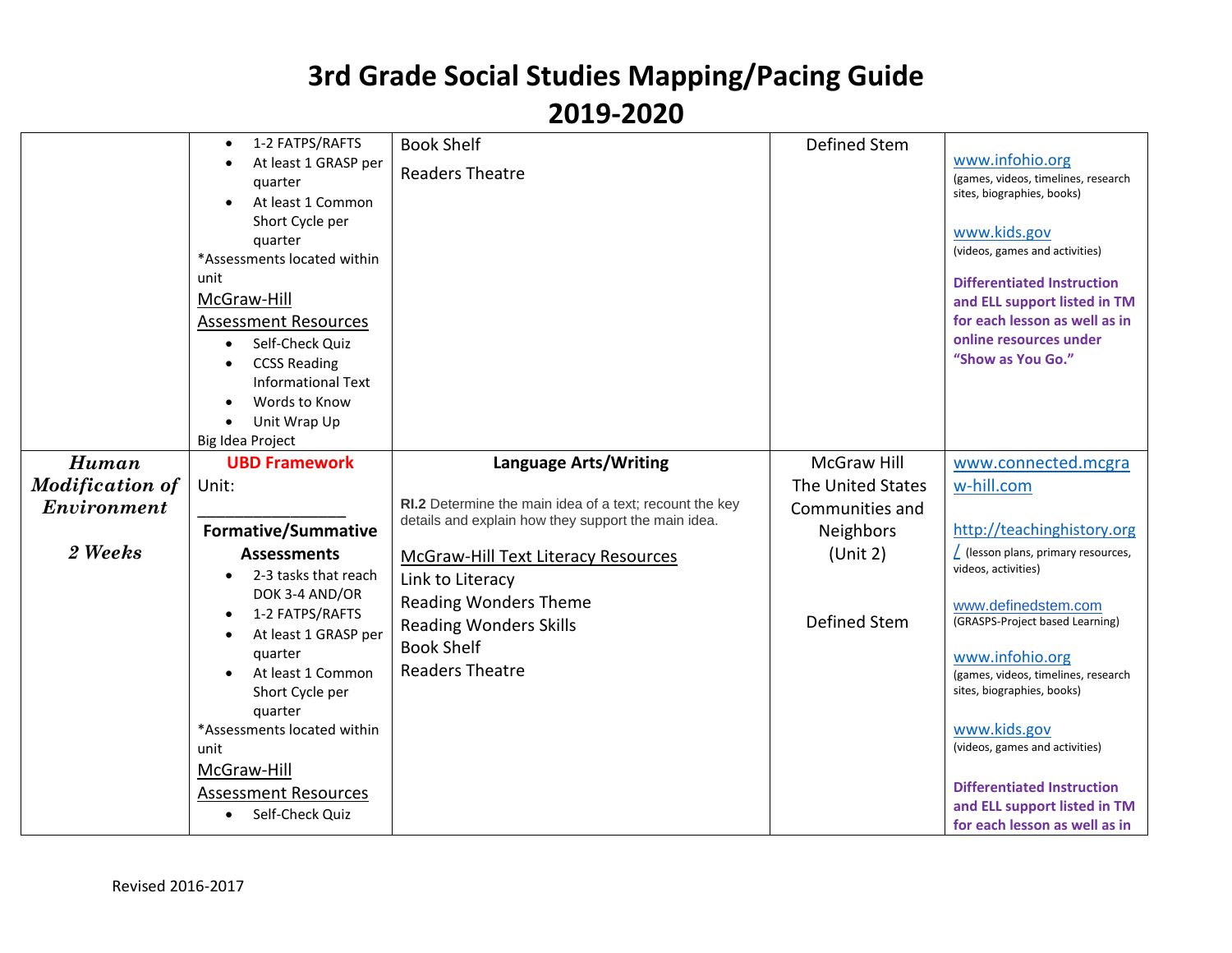# 3rd Grade Social Studies Mapping/Pacing Guide 2019-2020

| | | | | |
|---|---|---|---|---|
| | • 1-2 FATPS/RAFTS<br>• At least 1 GRASP per quarter<br>• At least 1 Common Short Cycle per quarter<br>*Assessments located within unit<br>McGraw-Hill Assessment Resources<br>• Self-Check Quiz<br>• CCSS Reading Informational Text<br>• Words to Know<br>• Unit Wrap Up<br>Big Idea Project | Book Shelf<br>Readers Theatre | Defined Stem | www.infohio.org<br>(games, videos, timelines, research sites, biographies, books)<br><br>www.kids.gov<br>(videos, games and activities)<br><br>**Differentiated Instruction and ELL support listed in TM for each lesson as well as in online resources under "Show as You Go."** |
| ***Human Modification of Environment***<br><br>***2 Weeks*** | **UBD Framework**<br>Unit:<br>________________<br>**Formative/Summative Assessments**<br>• 2-3 tasks that reach DOK 3-4 AND/OR<br>• 1-2 FATPS/RAFTS<br>• At least 1 GRASP per quarter<br>• At least 1 Common Short Cycle per quarter<br>*Assessments located within unit<br>McGraw-Hill Assessment Resources<br>• Self-Check Quiz | **Language Arts/Writing**<br><br>**RI.2** Determine the main idea of a text; recount the key details and explain how they support the main idea.<br><br>McGraw-Hill Text Literacy Resources<br>Link to Literacy<br>Reading Wonders Theme<br>Reading Wonders Skills<br>Book Shelf<br>Readers Theatre | McGraw Hill The United States Communities and Neighbors (Unit 2)<br><br>Defined Stem | www.connected.mcgraw-hill.com<br><br>http://teachinghistory.org/ (lesson plans, primary resources, videos, activities)<br><br>www.definedstem.com<br>(GRASPS-Project based Learning)<br><br>www.infohio.org<br>(games, videos, timelines, research sites, biographies, books)<br><br>www.kids.gov<br>(videos, games and activities)<br><br>**Differentiated Instruction and ELL support listed in TM for each lesson as well as in** |

Revised 2016-2017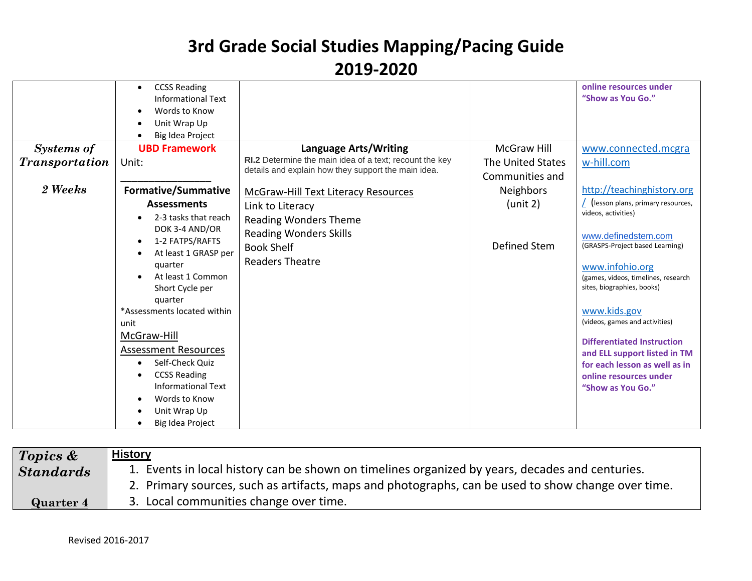# 3rd Grade Social Studies Mapping/Pacing Guide 2019-2020

| | | | | |
|---|---|---|---|---|
| | • CCSS Reading Informational Text<br>• Words to Know<br>• Unit Wrap Up<br>• Big Idea Project | | | **online resources under "Show as You Go."** |
| ***Systems of Transportation***<br><br>***2 Weeks*** | **UBD Framework**<br>Unit:<br>________________<br>**Formative/Summative Assessments**<br>• 2-3 tasks that reach DOK 3-4 AND/OR<br>• 1-2 FATPS/RAFTS<br>• At least 1 GRASP per quarter<br>• At least 1 Common Short Cycle per quarter<br>*Assessments located within unit<br>McGraw-Hill Assessment Resources<br>• Self-Check Quiz<br>• CCSS Reading Informational Text<br>• Words to Know<br>• Unit Wrap Up<br>• Big Idea Project | **Language Arts/Writing**<br>**RI.2** Determine the main idea of a text; recount the key details and explain how they support the main idea.<br><br>McGraw-Hill Text Literacy Resources<br>Link to Literacy<br>Reading Wonders Theme<br>Reading Wonders Skills<br>Book Shelf<br>Readers Theatre | McGraw Hill The United States Communities and Neighbors (unit 2)<br><br>Defined Stem | www.connected.mcgraw-hill.com<br><br>http://teachinghistory.org/ (lesson plans, primary resources, videos, activities)<br><br>www.definedstem.com (GRASPS-Project based Learning)<br><br>www.infohio.org (games, videos, timelines, research sites, biographies, books)<br><br>www.kids.gov (videos, games and activities)<br><br>**Differentiated Instruction and ELL support listed in TM for each lesson as well as in online resources under "Show as You Go."** |

| | |
|---|---|
| ***Topics & Standards***<br><br>**Quarter 4** | **History**<br>1. Events in local history can be shown on timelines organized by years, decades and centuries.<br>2. Primary sources, such as artifacts, maps and photographs, can be used to show change over time.<br>3. Local communities change over time. |

Revised 2016-2017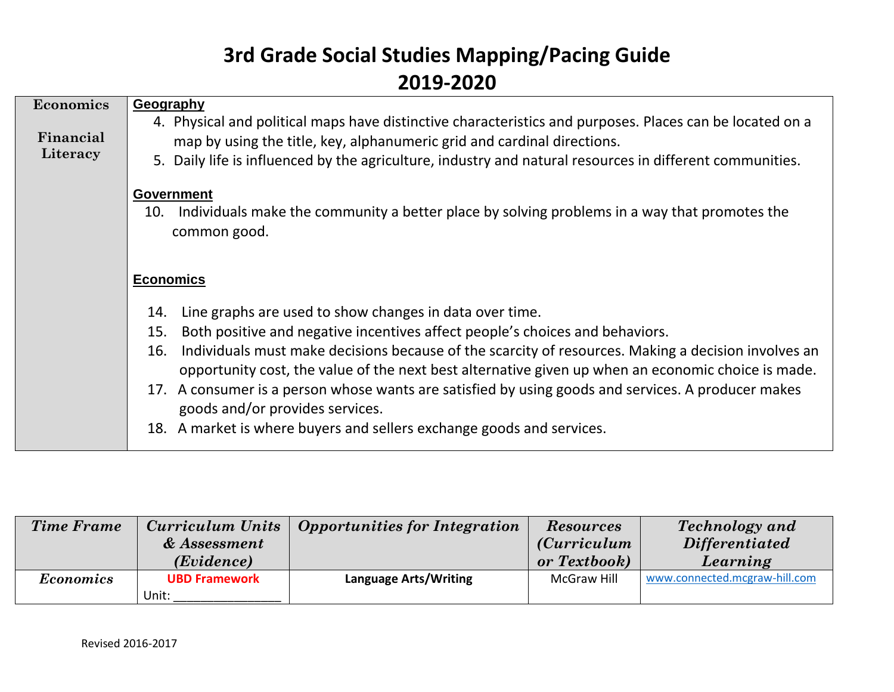# 3rd Grade Social Studies Mapping/Pacing Guide
# 2019-2020

| | |
|---|---|
| **Economics**<br><br>**Financial Literacy** | **Geography**<br>4. Physical and political maps have distinctive characteristics and purposes. Places can be located on a map by using the title, key, alphanumeric grid and cardinal directions.<br>5. Daily life is influenced by the agriculture, industry and natural resources in different communities.<br><br>**Government**<br>10. Individuals make the community a better place by solving problems in a way that promotes the common good.<br><br>**Economics**<br>14. Line graphs are used to show changes in data over time.<br>15. Both positive and negative incentives affect people's choices and behaviors.<br>16. Individuals must make decisions because of the scarcity of resources. Making a decision involves an opportunity cost, the value of the next best alternative given up when an economic choice is made.<br>17. A consumer is a person whose wants are satisfied by using goods and services. A producer makes goods and/or provides services.<br>18. A market is where buyers and sellers exchange goods and services. |

| *Time Frame* | *Curriculum Units & Assessment (Evidence)* | *Opportunities for Integration* | *Resources (Curriculum or Textbook)* | *Technology and Differentiated Learning* |
|---|---|---|---|---|
| *Economics* | **UBD Framework**<br>Unit: _______________ | **Language Arts/Writing** | McGraw Hill | www.connected.mcgraw-hill.com |

Revised 2016-2017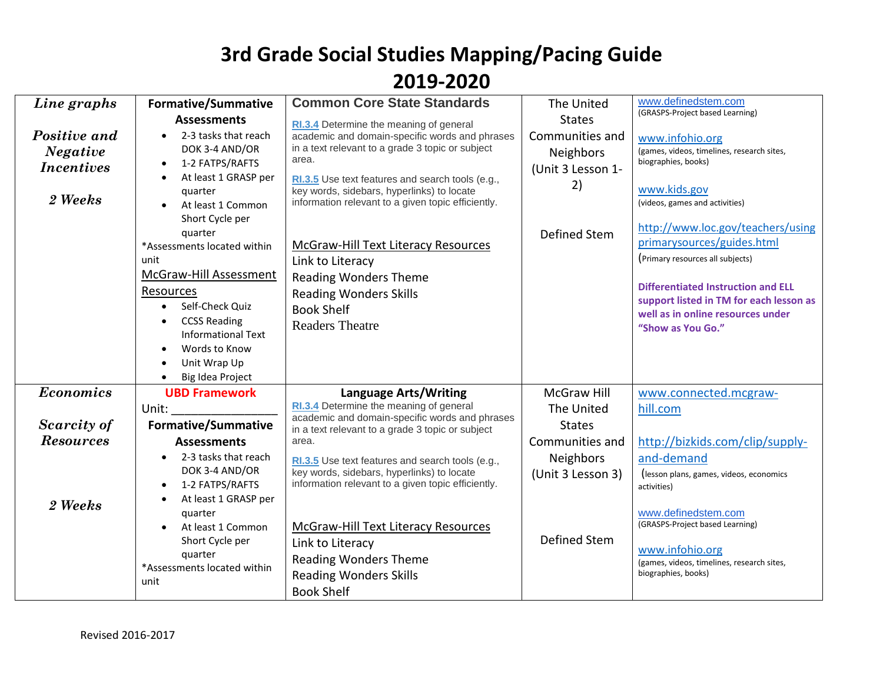# 3rd Grade Social Studies Mapping/Pacing Guide 2019-2020

| | | | | |
|---|---|---|---|---|
| ***Line graphs***<br><br>***Positive and Negative Incentives***<br><br>***2 Weeks*** | **Formative/Summative Assessments**<br>• 2-3 tasks that reach DOK 3-4 AND/OR<br>• 1-2 FATPS/RAFTS<br>• At least 1 GRASP per quarter<br>• At least 1 Common Short Cycle per quarter<br>*Assessments located within unit<br>McGraw-Hill Assessment Resources<br>• Self-Check Quiz<br>• CCSS Reading Informational Text<br>• Words to Know<br>• Unit Wrap Up<br>• Big Idea Project | **Common Core State Standards**<br>RI.3.4 Determine the meaning of general academic and domain-specific words and phrases in a text relevant to a grade 3 topic or subject area.<br>RI.3.5 Use text features and search tools (e.g., key words, sidebars, hyperlinks) to locate information relevant to a given topic efficiently.<br><br>McGraw-Hill Text Literacy Resources<br>Link to Literacy<br>Reading Wonders Theme<br>Reading Wonders Skills<br>Book Shelf<br>Readers Theatre | The United States Communities and Neighbors (Unit 3 Lesson 1-2)<br><br>Defined Stem | www.definedstem.com<br>(GRASPS-Project based Learning)<br><br>www.infohio.org<br>(games, videos, timelines, research sites, biographies, books)<br><br>www.kids.gov<br>(videos, games and activities)<br><br>http://www.loc.gov/teachers/usingprimarysources/guides.html<br>(Primary resources all subjects)<br><br>**Differentiated Instruction and ELL support listed in TM for each lesson as well as in online resources under "Show as You Go."** |
| ***Economics***<br><br>***Scarcity of Resources***<br><br>***2 Weeks*** | **UBD Framework**<br>Unit: ________________<br>**Formative/Summative Assessments**<br>• 2-3 tasks that reach DOK 3-4 AND/OR<br>• 1-2 FATPS/RAFTS<br>• At least 1 GRASP per quarter<br>• At least 1 Common Short Cycle per quarter<br>*Assessments located within unit | **Language Arts/Writing**<br>RI.3.4 Determine the meaning of general academic and domain-specific words and phrases in a text relevant to a grade 3 topic or subject area.<br>RI.3.5 Use text features and search tools (e.g., key words, sidebars, hyperlinks) to locate information relevant to a given topic efficiently.<br><br>McGraw-Hill Text Literacy Resources<br>Link to Literacy<br>Reading Wonders Theme<br>Reading Wonders Skills<br>Book Shelf | McGraw Hill The United States Communities and Neighbors (Unit 3 Lesson 3)<br><br>Defined Stem | www.connected.mcgraw-hill.com<br><br>http://bizkids.com/clip/supply-and-demand<br>(lesson plans, games, videos, economics activities)<br><br>www.definedstem.com<br>(GRASPS-Project based Learning)<br><br>www.infohio.org<br>(games, videos, timelines, research sites, biographies, books) |

Revised 2016-2017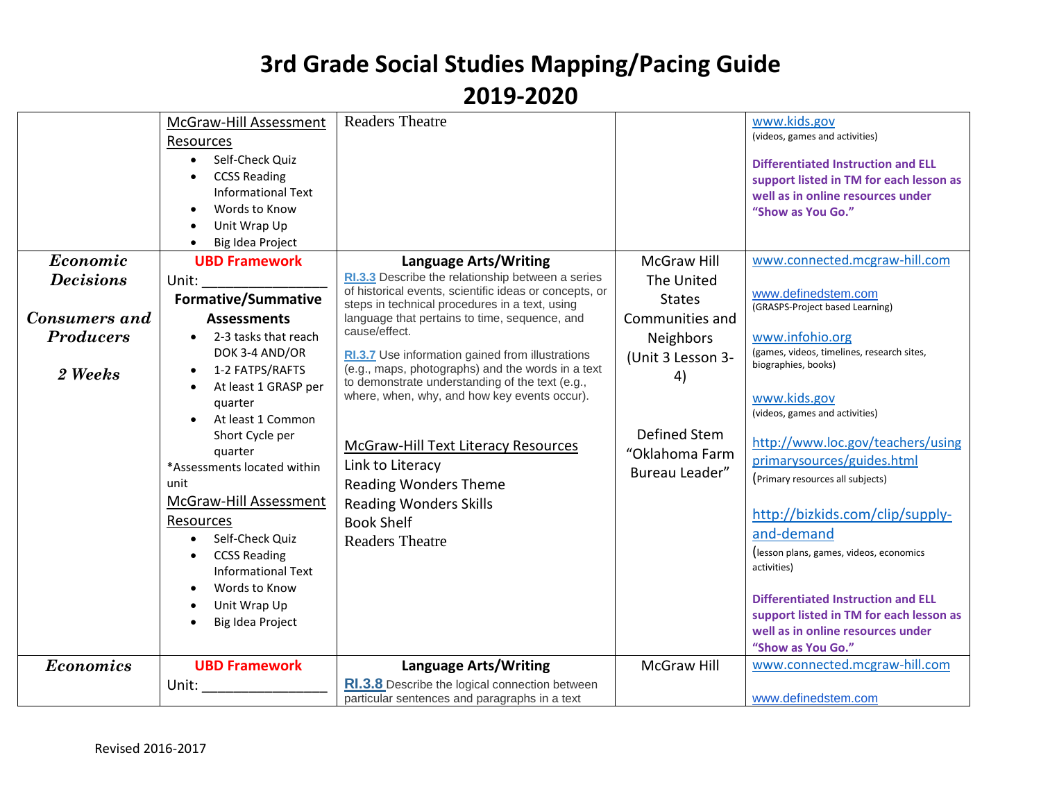# 3rd Grade Social Studies Mapping/Pacing Guide
# 2019-2020

| | | | | |
|---|---|---|---|---|
| | McGraw-Hill Assessment Resources<br>• Self-Check Quiz<br>• CCSS Reading Informational Text<br>• Words to Know<br>• Unit Wrap Up<br>• Big Idea Project | Readers Theatre | | www.kids.gov<br>(videos, games and activities)<br><br>**Differentiated Instruction and ELL support listed in TM for each lesson as well as in online resources under "Show as You Go."** |
| ***Economic Decisions***<br><br>***Consumers and Producers***<br><br>***2 Weeks*** | **UBD Framework**<br>Unit: ________________<br>**Formative/Summative Assessments**<br>• 2-3 tasks that reach DOK 3-4 AND/OR<br>• 1-2 FATPS/RAFTS<br>• At least 1 GRASP per quarter<br>• At least 1 Common Short Cycle per quarter<br>*Assessments located within unit<br>McGraw-Hill Assessment Resources<br>• Self-Check Quiz<br>• CCSS Reading Informational Text<br>• Words to Know<br>• Unit Wrap Up<br>• Big Idea Project | **Language Arts/Writing**<br>RI.3.3 Describe the relationship between a series of historical events, scientific ideas or concepts, or steps in technical procedures in a text, using language that pertains to time, sequence, and cause/effect.<br><br>RI.3.7 Use information gained from illustrations (e.g., maps, photographs) and the words in a text to demonstrate understanding of the text (e.g., where, when, why, and how key events occur).<br><br>McGraw-Hill Text Literacy Resources<br>Link to Literacy<br>Reading Wonders Theme<br>Reading Wonders Skills<br>Book Shelf<br>Readers Theatre | McGraw Hill The United States Communities and Neighbors (Unit 3 Lesson 3-4)<br><br>Defined Stem "Oklahoma Farm Bureau Leader" | www.connected.mcgraw-hill.com<br><br>www.definedstem.com<br>(GRASPS-Project based Learning)<br><br>www.infohio.org<br>(games, videos, timelines, research sites, biographies, books)<br><br>www.kids.gov<br>(videos, games and activities)<br><br>http://www.loc.gov/teachers/usingprimarysources/guides.html<br>(Primary resources all subjects)<br><br>http://bizkids.com/clip/supply-and-demand<br>(lesson plans, games, videos, economics activities)<br><br>**Differentiated Instruction and ELL support listed in TM for each lesson as well as in online resources under "Show as You Go."** |
| ***Economics*** | **UBD Framework**<br>Unit: ________________ | **Language Arts/Writing**<br>RI.3.8 Describe the logical connection between particular sentences and paragraphs in a text | McGraw Hill | www.connected.mcgraw-hill.com<br><br>www.definedstem.com |

Revised 2016-2017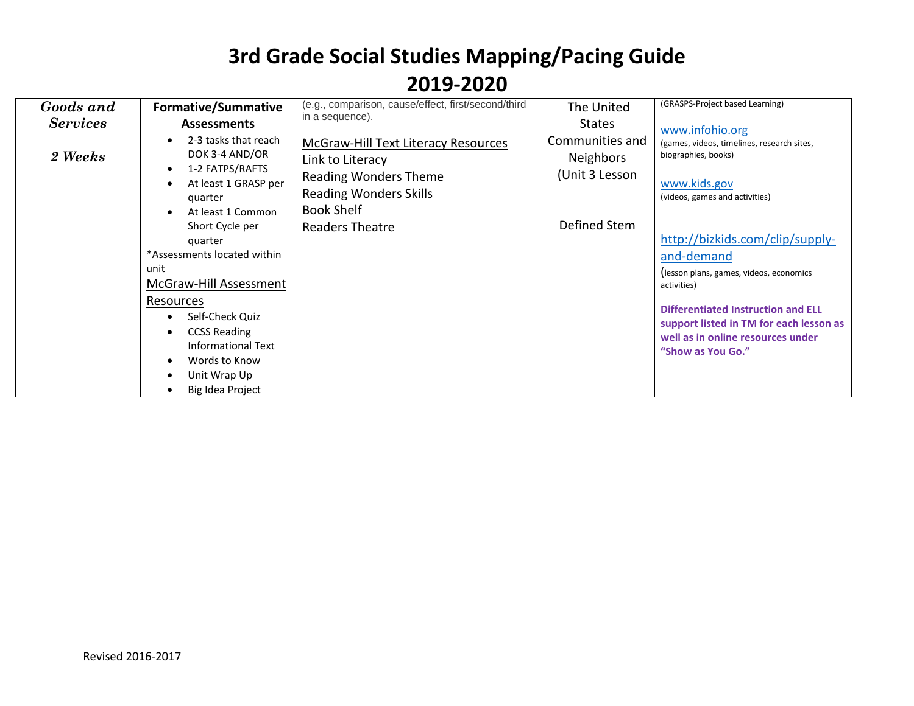# 3rd Grade Social Studies Mapping/Pacing Guide

# 2019-2020

| | | | | |
|---|---|---|---|---|
| ***Goods and Services***<br><br>***2 Weeks*** | **Formative/Summative Assessments**<br>• 2-3 tasks that reach DOK 3-4 AND/OR<br>• 1-2 FATPS/RAFTS<br>• At least 1 GRASP per quarter<br>• At least 1 Common Short Cycle per quarter<br>*Assessments located within unit<br>McGraw-Hill Assessment Resources<br>• Self-Check Quiz<br>• CCSS Reading Informational Text<br>• Words to Know<br>• Unit Wrap Up<br>• Big Idea Project | (e.g., comparison, cause/effect, first/second/third in a sequence).<br><br>McGraw-Hill Text Literacy Resources<br>Link to Literacy<br>Reading Wonders Theme<br>Reading Wonders Skills<br>Book Shelf<br>Readers Theatre | The United States Communities and Neighbors (Unit 3 Lesson<br><br>Defined Stem | (GRASPS-Project based Learning)<br><br>www.infohio.org<br>(games, videos, timelines, research sites, biographies, books)<br><br>www.kids.gov<br>(videos, games and activities)<br><br>http://bizkids.com/clip/supply-and-demand<br>(lesson plans, games, videos, economics activities)<br><br>**Differentiated Instruction and ELL support listed in TM for each lesson as well as in online resources under "Show as You Go."** |

Revised 2016-2017